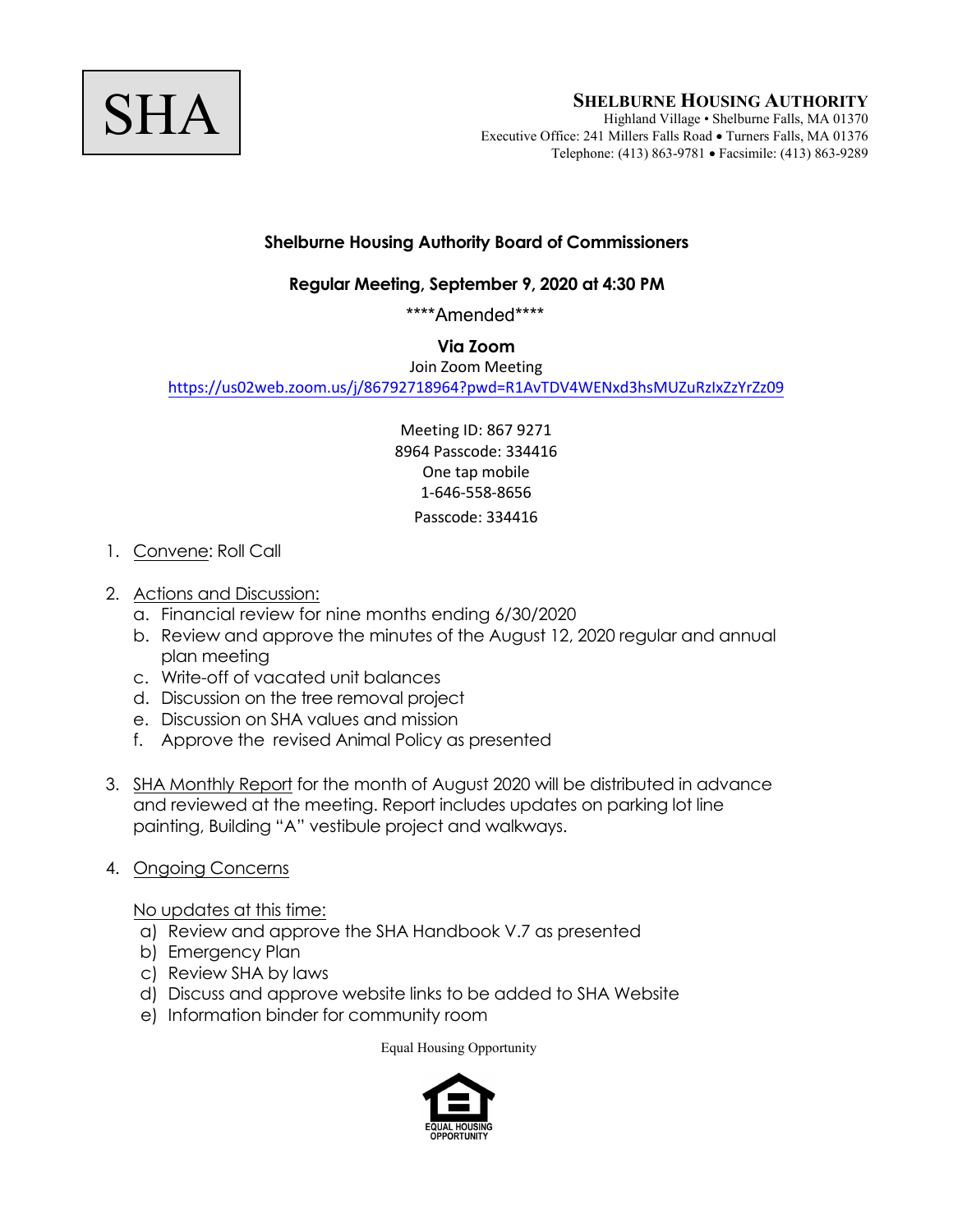SHA

**SHELBURNE HOUSING AUTHORITY**
Highland Village • Shelburne Falls, MA 01370
Executive Office: 241 Millers Falls Road • Turners Falls, MA 01376
Telephone: (413) 863-9781 • Facsimile: (413) 863-9289

## Shelburne Housing Authority Board of Commissioners

### Regular Meeting, September 9, 2020 at 4:30 PM

\*\*\*\*Amended\*\*\*\*

**Via Zoom**

Join Zoom Meeting
https://us02web.zoom.us/j/86792718964?pwd=R1AvTDV4WENxd3hsMUZuRzIxZzYrZz09

Meeting ID: 867 9271
8964 Passcode: 334416
One tap mobile
1-646-558-8656
Passcode: 334416

1. Convene: Roll Call

2. Actions and Discussion:
   a. Financial review for nine months ending 6/30/2020
   b. Review and approve the minutes of the August 12, 2020 regular and annual plan meeting
   c. Write-off of vacated unit balances
   d. Discussion on the tree removal project
   e. Discussion on SHA values and mission
   f. Approve the revised Animal Policy as presented

3. SHA Monthly Report for the month of August 2020 will be distributed in advance and reviewed at the meeting. Report includes updates on parking lot line painting, Building "A" vestibule project and walkways.

4. Ongoing Concerns

   No updates at this time:
   a) Review and approve the SHA Handbook V.7 as presented
   b) Emergency Plan
   c) Review SHA by laws
   d) Discuss and approve website links to be added to SHA Website
   e) Information binder for community room

Equal Housing Opportunity

EQUAL HOUSING OPPORTUNITY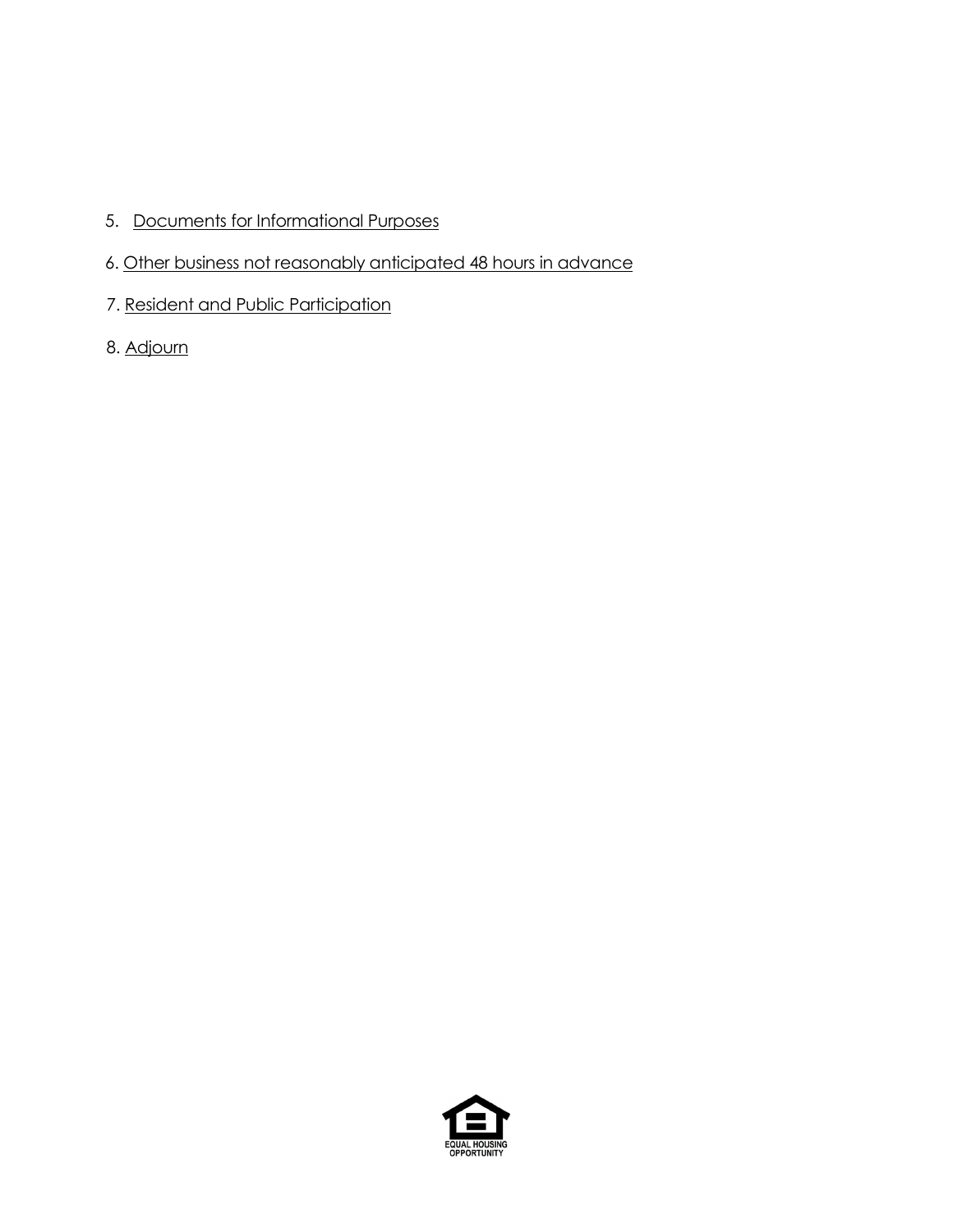5. <u>Documents for Informational Purposes</u>

6. <u>Other business not reasonably anticipated 48 hours in advance</u>

7. <u>Resident and Public Participation</u>

8. <u>Adjourn</u>

EQUAL HOUSING OPPORTUNITY